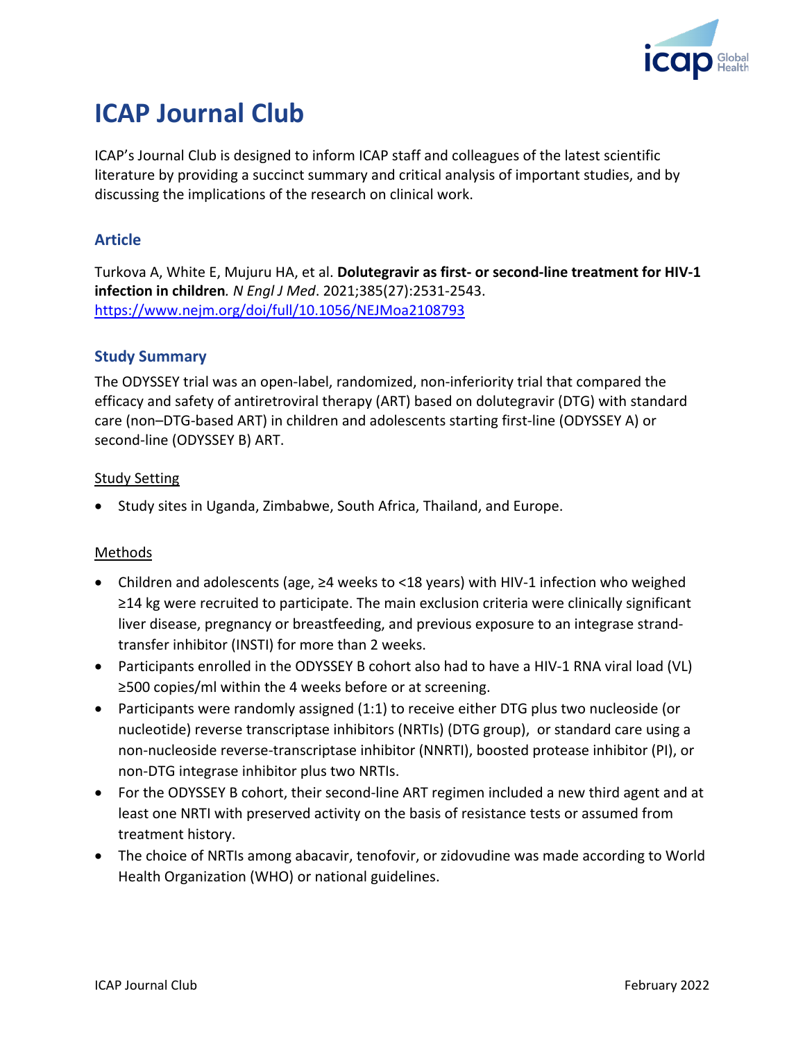# ICAP Journal Club

ICAP's Journal Club is designed to inform ICAP staff and colleagues of the latest scientific literature by providing a succinct summary and critical analysis of important studies, and by discussing the implications of the research on clinical work.

## Article

Turkova A, White E, Mujuru HA, et al. **Dolutegravir as first- or second-line treatment for HIV-1 infection in children***. N Engl J Med*. 2021;385(27):2531-2543. https://www.nejm.org/doi/full/10.1056/NEJMoa2108793

## Study Summary

The ODYSSEY trial was an open-label, randomized, non-inferiority trial that compared the efficacy and safety of antiretroviral therapy (ART) based on dolutegravir (DTG) with standard care (non–DTG-based ART) in children and adolescents starting first-line (ODYSSEY A) or second-line (ODYSSEY B) ART.

### Study Setting

- Study sites in Uganda, Zimbabwe, South Africa, Thailand, and Europe.

### Methods

- Children and adolescents (age, ≥4 weeks to <18 years) with HIV-1 infection who weighed ≥14 kg were recruited to participate. The main exclusion criteria were clinically significant liver disease, pregnancy or breastfeeding, and previous exposure to an integrase strand-transfer inhibitor (INSTI) for more than 2 weeks.
- Participants enrolled in the ODYSSEY B cohort also had to have a HIV-1 RNA viral load (VL) ≥500 copies/ml within the 4 weeks before or at screening.
- Participants were randomly assigned (1:1) to receive either DTG plus two nucleoside (or nucleotide) reverse transcriptase inhibitors (NRTIs) (DTG group), or standard care using a non-nucleoside reverse-transcriptase inhibitor (NNRTI), boosted protease inhibitor (PI), or non-DTG integrase inhibitor plus two NRTIs.
- For the ODYSSEY B cohort, their second-line ART regimen included a new third agent and at least one NRTI with preserved activity on the basis of resistance tests or assumed from treatment history.
- The choice of NRTIs among abacavir, tenofovir, or zidovudine was made according to World Health Organization (WHO) or national guidelines.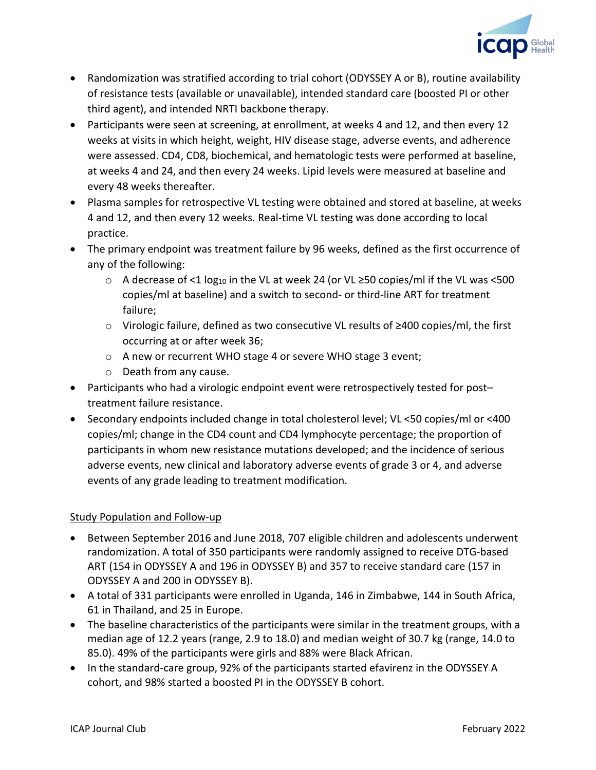- Randomization was stratified according to trial cohort (ODYSSEY A or B), routine availability of resistance tests (available or unavailable), intended standard care (boosted PI or other third agent), and intended NRTI backbone therapy.
- Participants were seen at screening, at enrollment, at weeks 4 and 12, and then every 12 weeks at visits in which height, weight, HIV disease stage, adverse events, and adherence were assessed. CD4, CD8, biochemical, and hematologic tests were performed at baseline, at weeks 4 and 24, and then every 24 weeks. Lipid levels were measured at baseline and every 48 weeks thereafter.
- Plasma samples for retrospective VL testing were obtained and stored at baseline, at weeks 4 and 12, and then every 12 weeks. Real-time VL testing was done according to local practice.
- The primary endpoint was treatment failure by 96 weeks, defined as the first occurrence of any of the following:
  - A decrease of <1 $\log_{10}$ in the VL at week 24 (or VL ≥50 copies/ml if the VL was <500 copies/ml at baseline) and a switch to second- or third-line ART for treatment failure;
  - Virologic failure, defined as two consecutive VL results of ≥400 copies/ml, the first occurring at or after week 36;
  - A new or recurrent WHO stage 4 or severe WHO stage 3 event;
  - Death from any cause.
- Participants who had a virologic endpoint event were retrospectively tested for post–treatment failure resistance.
- Secondary endpoints included change in total cholesterol level; VL <50 copies/ml or <400 copies/ml; change in the CD4 count and CD4 lymphocyte percentage; the proportion of participants in whom new resistance mutations developed; and the incidence of serious adverse events, new clinical and laboratory adverse events of grade 3 or 4, and adverse events of any grade leading to treatment modification.

Study Population and Follow-up

- Between September 2016 and June 2018, 707 eligible children and adolescents underwent randomization. A total of 350 participants were randomly assigned to receive DTG-based ART (154 in ODYSSEY A and 196 in ODYSSEY B) and 357 to receive standard care (157 in ODYSSEY A and 200 in ODYSSEY B).
- A total of 331 participants were enrolled in Uganda, 146 in Zimbabwe, 144 in South Africa, 61 in Thailand, and 25 in Europe.
- The baseline characteristics of the participants were similar in the treatment groups, with a median age of 12.2 years (range, 2.9 to 18.0) and median weight of 30.7 kg (range, 14.0 to 85.0). 49% of the participants were girls and 88% were Black African.
- In the standard-care group, 92% of the participants started efavirenz in the ODYSSEY A cohort, and 98% started a boosted PI in the ODYSSEY B cohort.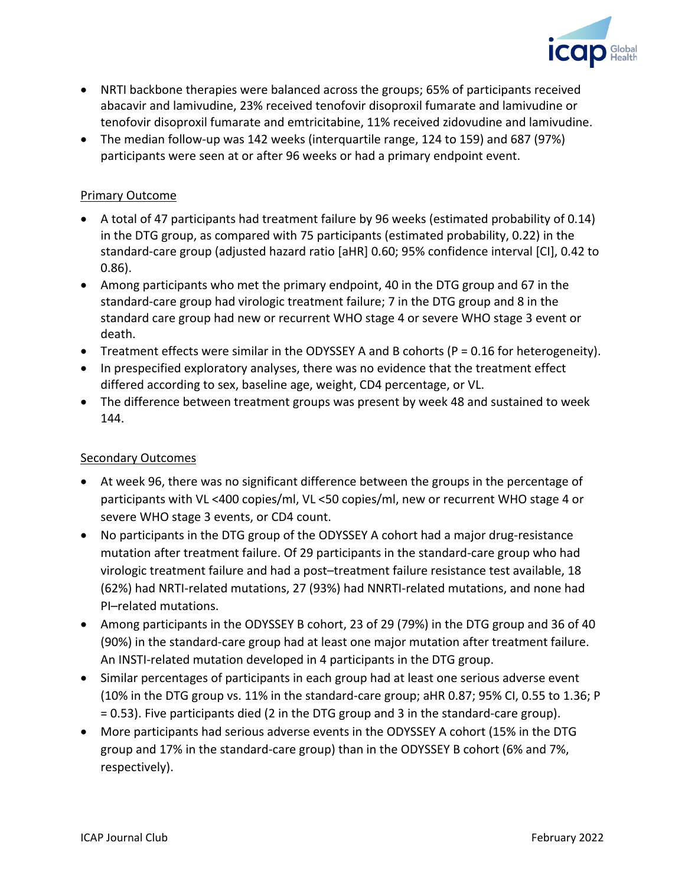- NRTI backbone therapies were balanced across the groups; 65% of participants received abacavir and lamivudine, 23% received tenofovir disoproxil fumarate and lamivudine or tenofovir disoproxil fumarate and emtricitabine, 11% received zidovudine and lamivudine.
- The median follow-up was 142 weeks (interquartile range, 124 to 159) and 687 (97%) participants were seen at or after 96 weeks or had a primary endpoint event.

Primary Outcome

- A total of 47 participants had treatment failure by 96 weeks (estimated probability of 0.14) in the DTG group, as compared with 75 participants (estimated probability, 0.22) in the standard-care group (adjusted hazard ratio [aHR] 0.60; 95% confidence interval [CI], 0.42 to 0.86).
- Among participants who met the primary endpoint, 40 in the DTG group and 67 in the standard-care group had virologic treatment failure; 7 in the DTG group and 8 in the standard care group had new or recurrent WHO stage 4 or severe WHO stage 3 event or death.
- Treatment effects were similar in the ODYSSEY A and B cohorts (P = 0.16 for heterogeneity).
- In prespecified exploratory analyses, there was no evidence that the treatment effect differed according to sex, baseline age, weight, CD4 percentage, or VL.
- The difference between treatment groups was present by week 48 and sustained to week 144.

Secondary Outcomes

- At week 96, there was no significant difference between the groups in the percentage of participants with VL <400 copies/ml, VL <50 copies/ml, new or recurrent WHO stage 4 or severe WHO stage 3 events, or CD4 count.
- No participants in the DTG group of the ODYSSEY A cohort had a major drug-resistance mutation after treatment failure. Of 29 participants in the standard-care group who had virologic treatment failure and had a post–treatment failure resistance test available, 18 (62%) had NRTI-related mutations, 27 (93%) had NNRTI-related mutations, and none had PI–related mutations.
- Among participants in the ODYSSEY B cohort, 23 of 29 (79%) in the DTG group and 36 of 40 (90%) in the standard-care group had at least one major mutation after treatment failure. An INSTI-related mutation developed in 4 participants in the DTG group.
- Similar percentages of participants in each group had at least one serious adverse event (10% in the DTG group vs. 11% in the standard-care group; aHR 0.87; 95% CI, 0.55 to 1.36; P = 0.53). Five participants died (2 in the DTG group and 3 in the standard-care group).
- More participants had serious adverse events in the ODYSSEY A cohort (15% in the DTG group and 17% in the standard-care group) than in the ODYSSEY B cohort (6% and 7%, respectively).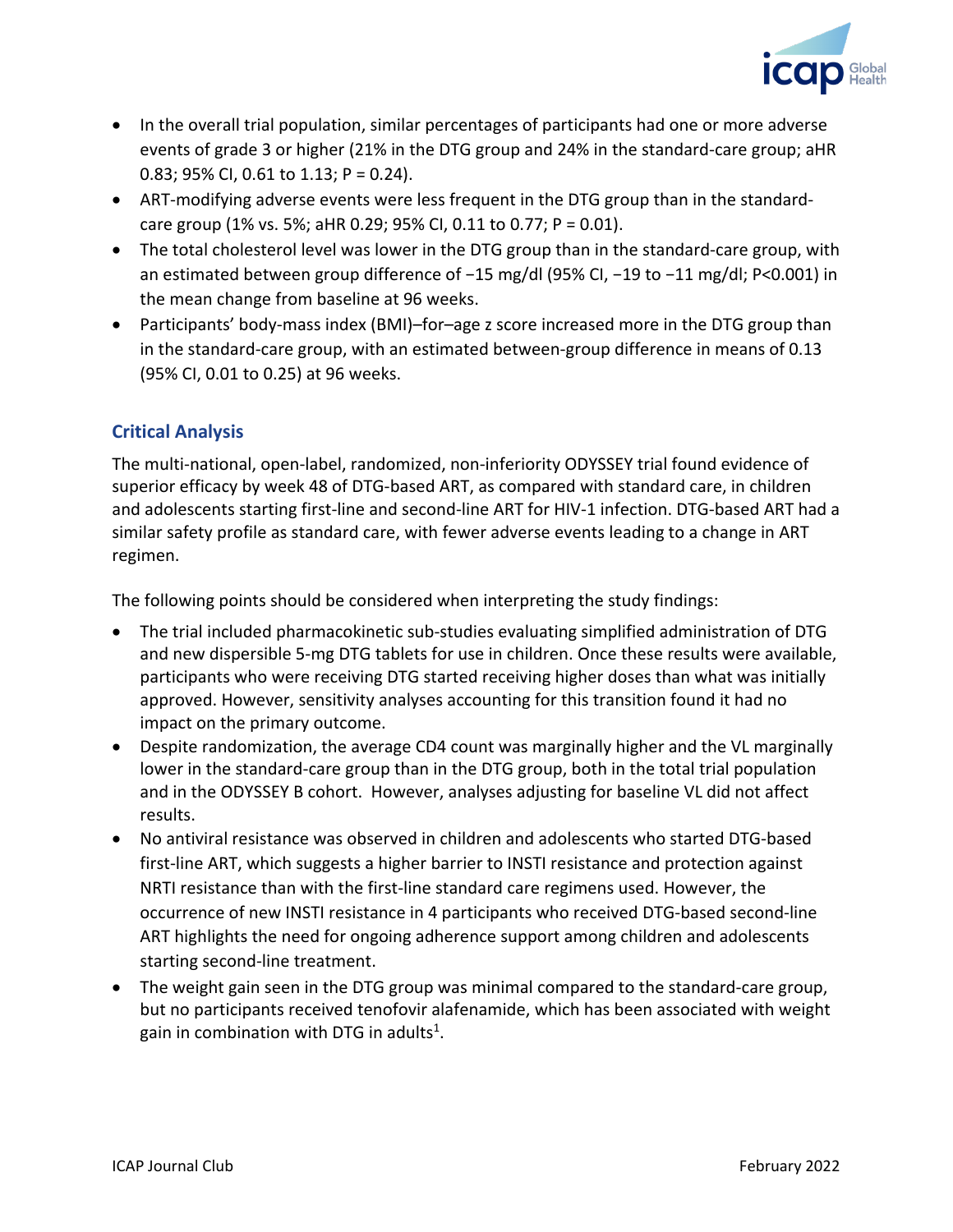- In the overall trial population, similar percentages of participants had one or more adverse events of grade 3 or higher (21% in the DTG group and 24% in the standard-care group; aHR 0.83; 95% CI, 0.61 to 1.13; P = 0.24).
- ART-modifying adverse events were less frequent in the DTG group than in the standard-care group (1% vs. 5%; aHR 0.29; 95% CI, 0.11 to 0.77; P = 0.01).
- The total cholesterol level was lower in the DTG group than in the standard-care group, with an estimated between group difference of −15 mg/dl (95% CI, −19 to −11 mg/dl; P<0.001) in the mean change from baseline at 96 weeks.
- Participants' body-mass index (BMI)–for–age z score increased more in the DTG group than in the standard-care group, with an estimated between-group difference in means of 0.13 (95% CI, 0.01 to 0.25) at 96 weeks.

## Critical Analysis

The multi-national, open-label, randomized, non-inferiority ODYSSEY trial found evidence of superior efficacy by week 48 of DTG-based ART, as compared with standard care, in children and adolescents starting first-line and second-line ART for HIV-1 infection. DTG-based ART had a similar safety profile as standard care, with fewer adverse events leading to a change in ART regimen.

The following points should be considered when interpreting the study findings:

- The trial included pharmacokinetic sub-studies evaluating simplified administration of DTG and new dispersible 5-mg DTG tablets for use in children. Once these results were available, participants who were receiving DTG started receiving higher doses than what was initially approved. However, sensitivity analyses accounting for this transition found it had no impact on the primary outcome.
- Despite randomization, the average CD4 count was marginally higher and the VL marginally lower in the standard-care group than in the DTG group, both in the total trial population and in the ODYSSEY B cohort. However, analyses adjusting for baseline VL did not affect results.
- No antiviral resistance was observed in children and adolescents who started DTG-based first-line ART, which suggests a higher barrier to INSTI resistance and protection against NRTI resistance than with the first-line standard care regimens used. However, the occurrence of new INSTI resistance in 4 participants who received DTG-based second-line ART highlights the need for ongoing adherence support among children and adolescents starting second-line treatment.
- The weight gain seen in the DTG group was minimal compared to the standard-care group, but no participants received tenofovir alafenamide, which has been associated with weight gain in combination with DTG in adults[1].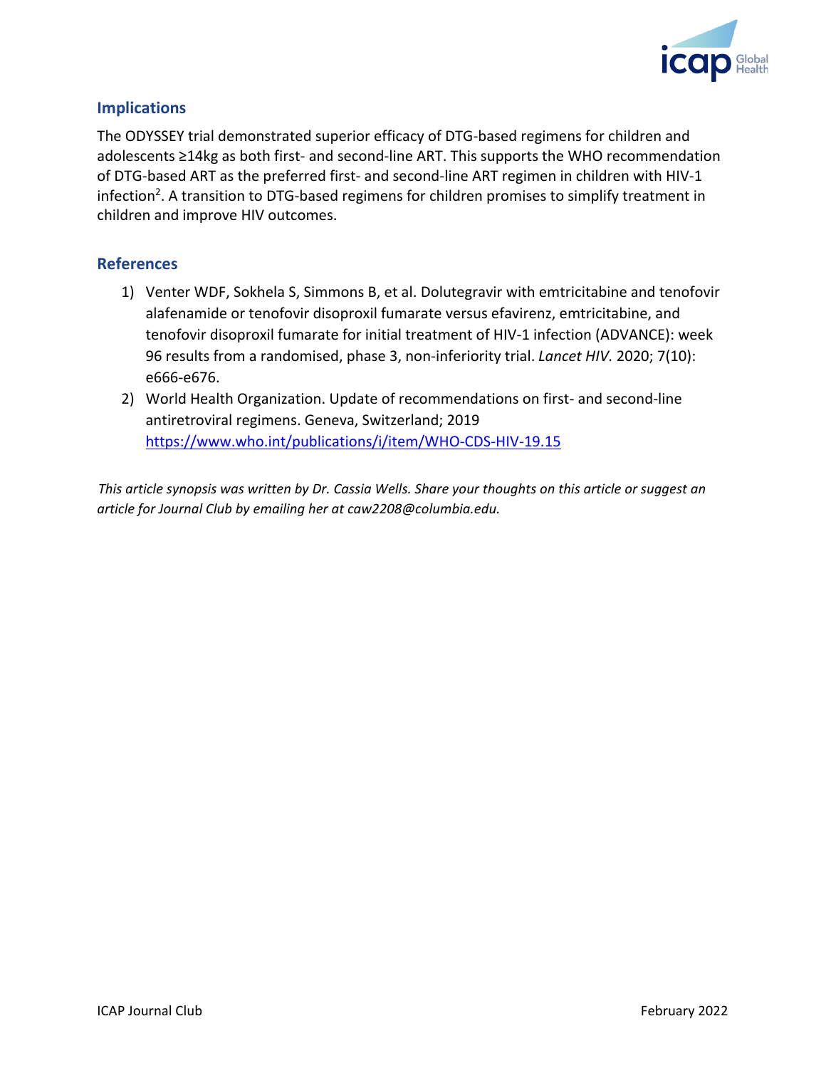## Implications

The ODYSSEY trial demonstrated superior efficacy of DTG-based regimens for children and adolescents ≥14kg as both first- and second-line ART. This supports the WHO recommendation of DTG-based ART as the preferred first- and second-line ART regimen in children with HIV-1 infection[2]. A transition to DTG-based regimens for children promises to simplify treatment in children and improve HIV outcomes.

## References

1) Venter WDF, Sokhela S, Simmons B, et al. Dolutegravir with emtricitabine and tenofovir alafenamide or tenofovir disoproxil fumarate versus efavirenz, emtricitabine, and tenofovir disoproxil fumarate for initial treatment of HIV-1 infection (ADVANCE): week 96 results from a randomised, phase 3, non-inferiority trial. *Lancet HIV.* 2020; 7(10): e666-e676.
2) World Health Organization. Update of recommendations on first- and second-line antiretroviral regimens. Geneva, Switzerland; 2019 [https://www.who.int/publications/i/item/WHO-CDS-HIV-19.15](https://www.who.int/publications/i/item/WHO-CDS-HIV-19.15)

*This article synopsis was written by Dr. Cassia Wells. Share your thoughts on this article or suggest an article for Journal Club by emailing her at caw2208@columbia.edu.*